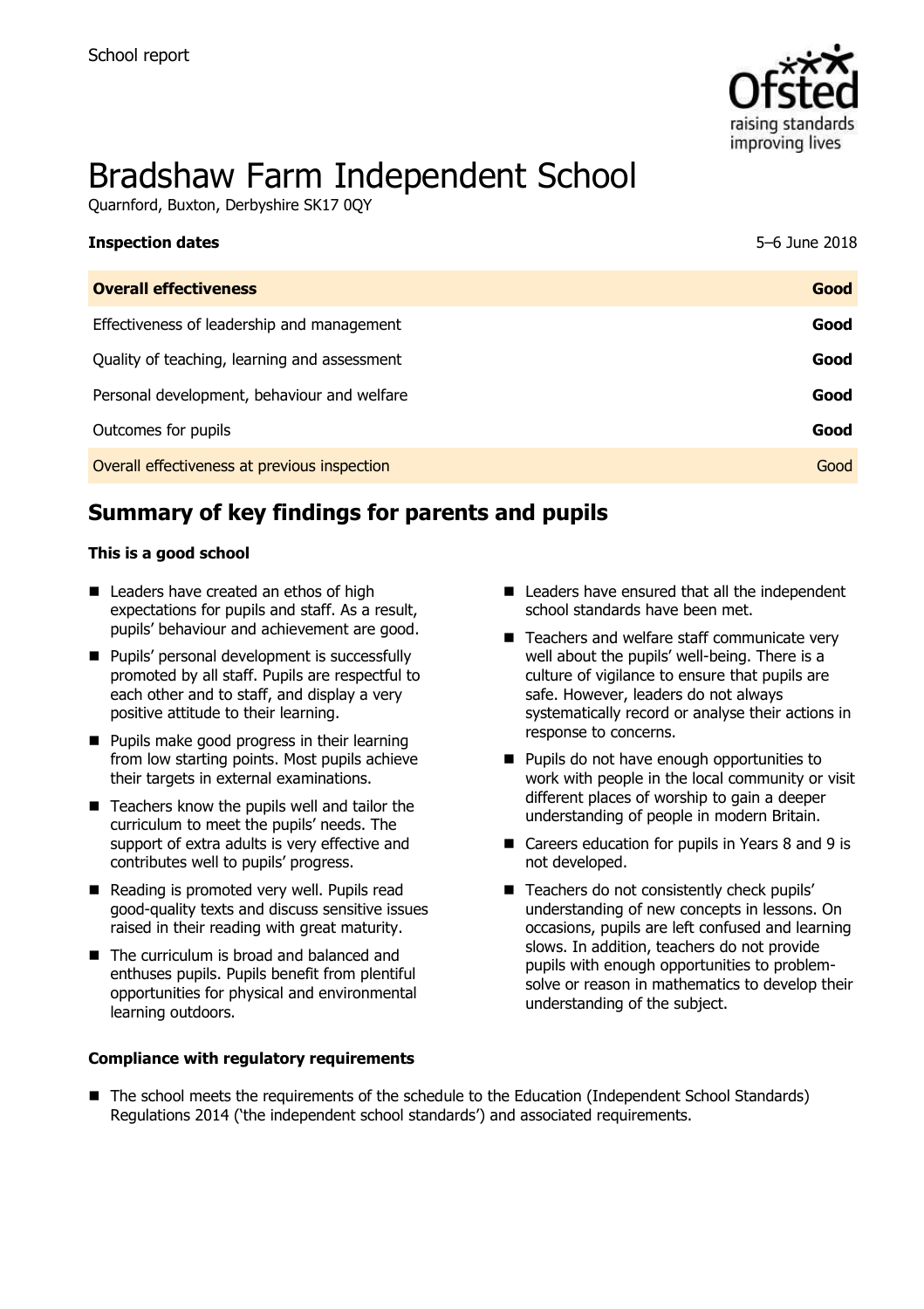School report

# Bradshaw Farm Independent School

Quarnford, Buxton, Derbyshire SK17 0QY

| **Inspection dates** | 5–6 June 2018 |
|---|---|
| **Overall effectiveness** | **Good** |
| Effectiveness of leadership and management | **Good** |
| Quality of teaching, learning and assessment | **Good** |
| Personal development, behaviour and welfare | **Good** |
| Outcomes for pupils | **Good** |
| Overall effectiveness at previous inspection | Good |

## Summary of key findings for parents and pupils

**This is a good school**

- Leaders have created an ethos of high expectations for pupils and staff. As a result, pupils' behaviour and achievement are good.
- Pupils' personal development is successfully promoted by all staff. Pupils are respectful to each other and to staff, and display a very positive attitude to their learning.
- Pupils make good progress in their learning from low starting points. Most pupils achieve their targets in external examinations.
- Teachers know the pupils well and tailor the curriculum to meet the pupils' needs. The support of extra adults is very effective and contributes well to pupils' progress.
- Reading is promoted very well. Pupils read good-quality texts and discuss sensitive issues raised in their reading with great maturity.
- The curriculum is broad and balanced and enthuses pupils. Pupils benefit from plentiful opportunities for physical and environmental learning outdoors.
- Leaders have ensured that all the independent school standards have been met.
- Teachers and welfare staff communicate very well about the pupils' well-being. There is a culture of vigilance to ensure that pupils are safe. However, leaders do not always systematically record or analyse their actions in response to concerns.
- Pupils do not have enough opportunities to work with people in the local community or visit different places of worship to gain a deeper understanding of people in modern Britain.
- Careers education for pupils in Years 8 and 9 is not developed.
- Teachers do not consistently check pupils' understanding of new concepts in lessons. On occasions, pupils are left confused and learning slows. In addition, teachers do not provide pupils with enough opportunities to problem-solve or reason in mathematics to develop their understanding of the subject.

**Compliance with regulatory requirements**

- The school meets the requirements of the schedule to the Education (Independent School Standards) Regulations 2014 ('the independent school standards') and associated requirements.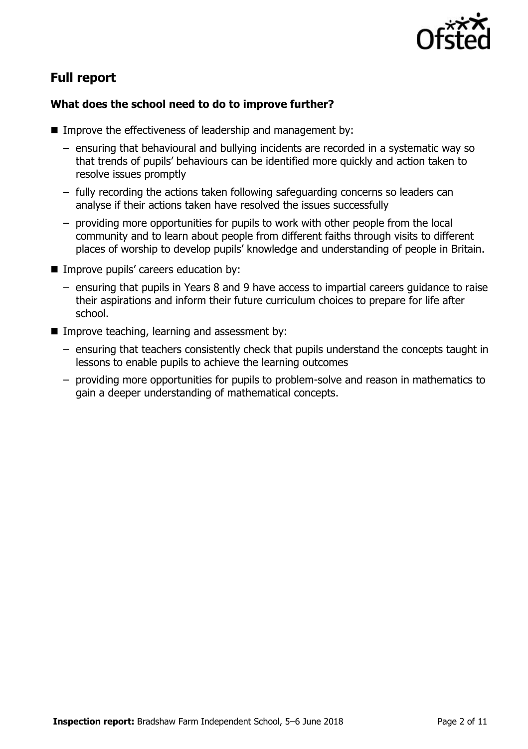## Full report

### What does the school need to do to improve further?

- Improve the effectiveness of leadership and management by:
  - ensuring that behavioural and bullying incidents are recorded in a systematic way so that trends of pupils' behaviours can be identified more quickly and action taken to resolve issues promptly
  - fully recording the actions taken following safeguarding concerns so leaders can analyse if their actions taken have resolved the issues successfully
  - providing more opportunities for pupils to work with other people from the local community and to learn about people from different faiths through visits to different places of worship to develop pupils' knowledge and understanding of people in Britain.
- Improve pupils' careers education by:
  - ensuring that pupils in Years 8 and 9 have access to impartial careers guidance to raise their aspirations and inform their future curriculum choices to prepare for life after school.
- Improve teaching, learning and assessment by:
  - ensuring that teachers consistently check that pupils understand the concepts taught in lessons to enable pupils to achieve the learning outcomes
  - providing more opportunities for pupils to problem-solve and reason in mathematics to gain a deeper understanding of mathematical concepts.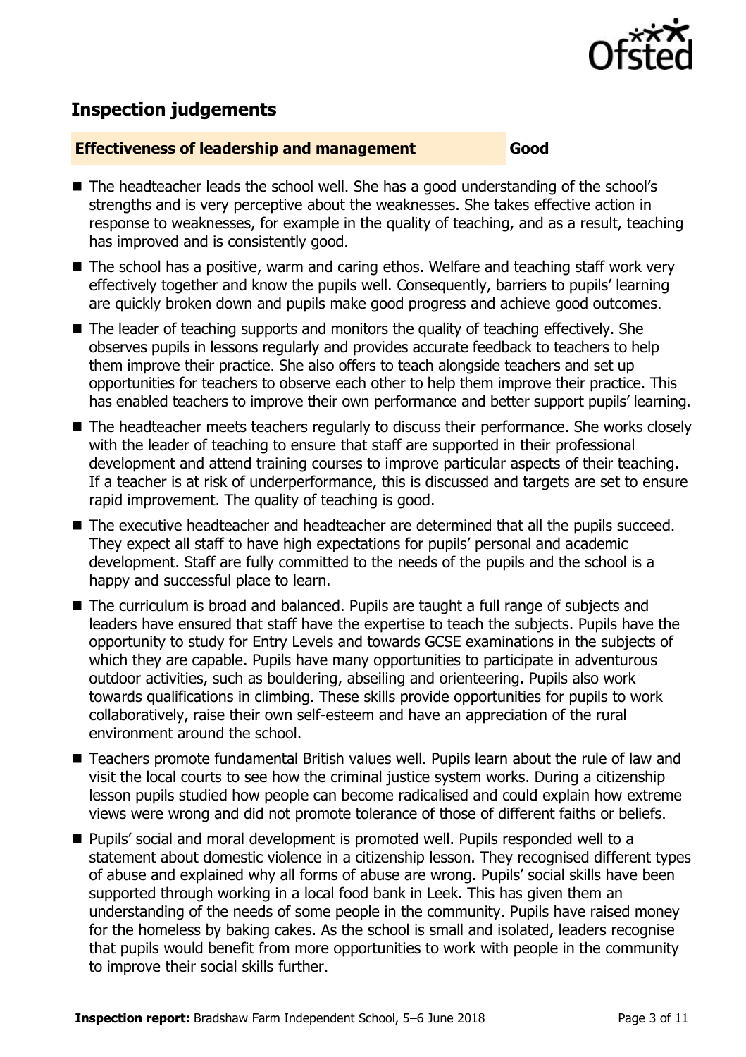## Inspection judgements

| Effectiveness of leadership and management | Good |
| --- | --- |

- The headteacher leads the school well. She has a good understanding of the school's strengths and is very perceptive about the weaknesses. She takes effective action in response to weaknesses, for example in the quality of teaching, and as a result, teaching has improved and is consistently good.
- The school has a positive, warm and caring ethos. Welfare and teaching staff work very effectively together and know the pupils well. Consequently, barriers to pupils' learning are quickly broken down and pupils make good progress and achieve good outcomes.
- The leader of teaching supports and monitors the quality of teaching effectively. She observes pupils in lessons regularly and provides accurate feedback to teachers to help them improve their practice. She also offers to teach alongside teachers and set up opportunities for teachers to observe each other to help them improve their practice. This has enabled teachers to improve their own performance and better support pupils' learning.
- The headteacher meets teachers regularly to discuss their performance. She works closely with the leader of teaching to ensure that staff are supported in their professional development and attend training courses to improve particular aspects of their teaching. If a teacher is at risk of underperformance, this is discussed and targets are set to ensure rapid improvement. The quality of teaching is good.
- The executive headteacher and headteacher are determined that all the pupils succeed. They expect all staff to have high expectations for pupils' personal and academic development. Staff are fully committed to the needs of the pupils and the school is a happy and successful place to learn.
- The curriculum is broad and balanced. Pupils are taught a full range of subjects and leaders have ensured that staff have the expertise to teach the subjects. Pupils have the opportunity to study for Entry Levels and towards GCSE examinations in the subjects of which they are capable. Pupils have many opportunities to participate in adventurous outdoor activities, such as bouldering, abseiling and orienteering. Pupils also work towards qualifications in climbing. These skills provide opportunities for pupils to work collaboratively, raise their own self-esteem and have an appreciation of the rural environment around the school.
- Teachers promote fundamental British values well. Pupils learn about the rule of law and visit the local courts to see how the criminal justice system works. During a citizenship lesson pupils studied how people can become radicalised and could explain how extreme views were wrong and did not promote tolerance of those of different faiths or beliefs.
- Pupils' social and moral development is promoted well. Pupils responded well to a statement about domestic violence in a citizenship lesson. They recognised different types of abuse and explained why all forms of abuse are wrong. Pupils' social skills have been supported through working in a local food bank in Leek. This has given them an understanding of the needs of some people in the community. Pupils have raised money for the homeless by baking cakes. As the school is small and isolated, leaders recognise that pupils would benefit from more opportunities to work with people in the community to improve their social skills further.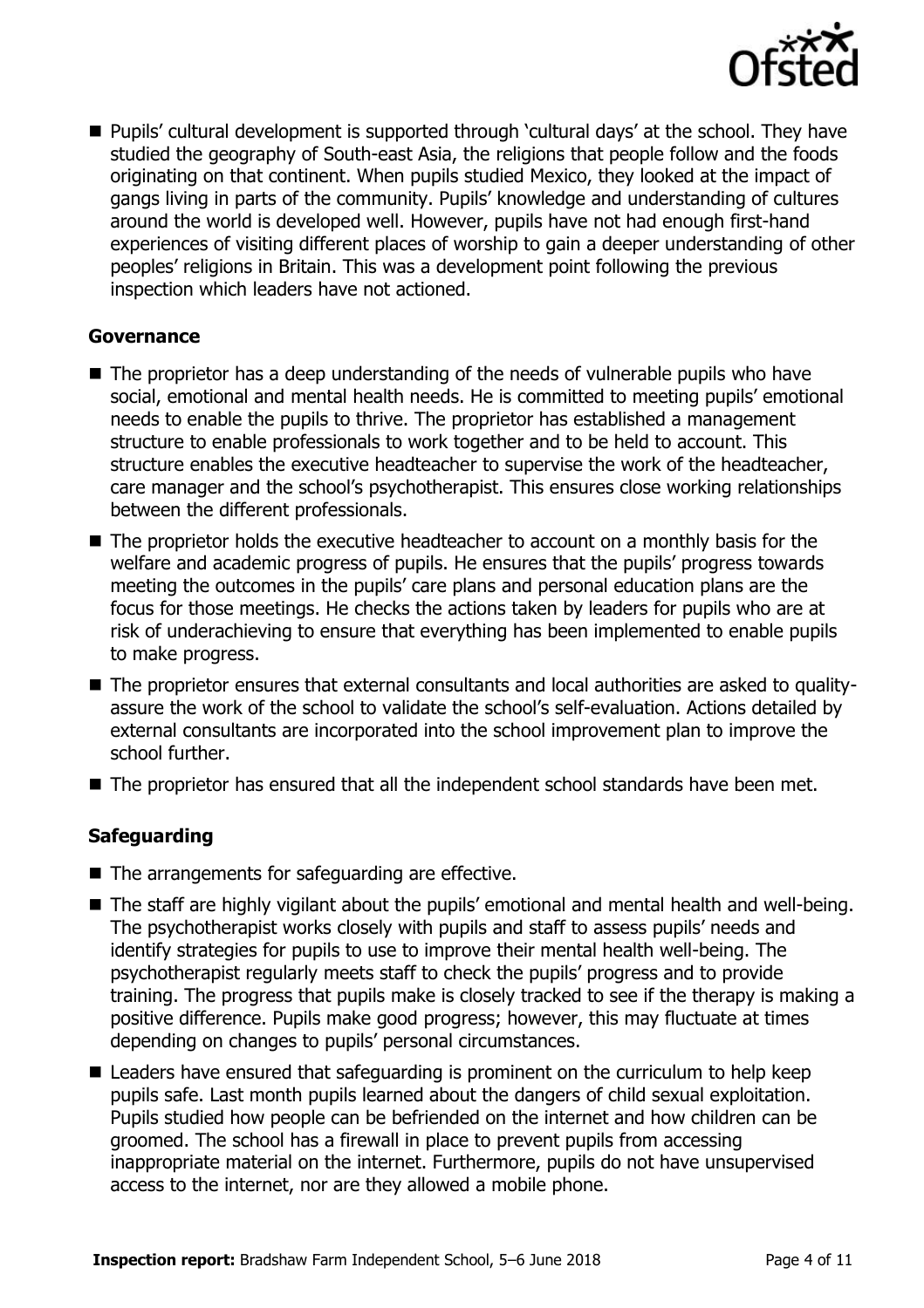- Pupils' cultural development is supported through 'cultural days' at the school. They have studied the geography of South-east Asia, the religions that people follow and the foods originating on that continent. When pupils studied Mexico, they looked at the impact of gangs living in parts of the community. Pupils' knowledge and understanding of cultures around the world is developed well. However, pupils have not had enough first-hand experiences of visiting different places of worship to gain a deeper understanding of other peoples' religions in Britain. This was a development point following the previous inspection which leaders have not actioned.

### Governance

- The proprietor has a deep understanding of the needs of vulnerable pupils who have social, emotional and mental health needs. He is committed to meeting pupils' emotional needs to enable the pupils to thrive. The proprietor has established a management structure to enable professionals to work together and to be held to account. This structure enables the executive headteacher to supervise the work of the headteacher, care manager and the school's psychotherapist. This ensures close working relationships between the different professionals.
- The proprietor holds the executive headteacher to account on a monthly basis for the welfare and academic progress of pupils. He ensures that the pupils' progress towards meeting the outcomes in the pupils' care plans and personal education plans are the focus for those meetings. He checks the actions taken by leaders for pupils who are at risk of underachieving to ensure that everything has been implemented to enable pupils to make progress.
- The proprietor ensures that external consultants and local authorities are asked to quality-assure the work of the school to validate the school's self-evaluation. Actions detailed by external consultants are incorporated into the school improvement plan to improve the school further.
- The proprietor has ensured that all the independent school standards have been met.

### Safeguarding

- The arrangements for safeguarding are effective.
- The staff are highly vigilant about the pupils' emotional and mental health and well-being. The psychotherapist works closely with pupils and staff to assess pupils' needs and identify strategies for pupils to use to improve their mental health well-being. The psychotherapist regularly meets staff to check the pupils' progress and to provide training. The progress that pupils make is closely tracked to see if the therapy is making a positive difference. Pupils make good progress; however, this may fluctuate at times depending on changes to pupils' personal circumstances.
- Leaders have ensured that safeguarding is prominent on the curriculum to help keep pupils safe. Last month pupils learned about the dangers of child sexual exploitation. Pupils studied how people can be befriended on the internet and how children can be groomed. The school has a firewall in place to prevent pupils from accessing inappropriate material on the internet. Furthermore, pupils do not have unsupervised access to the internet, nor are they allowed a mobile phone.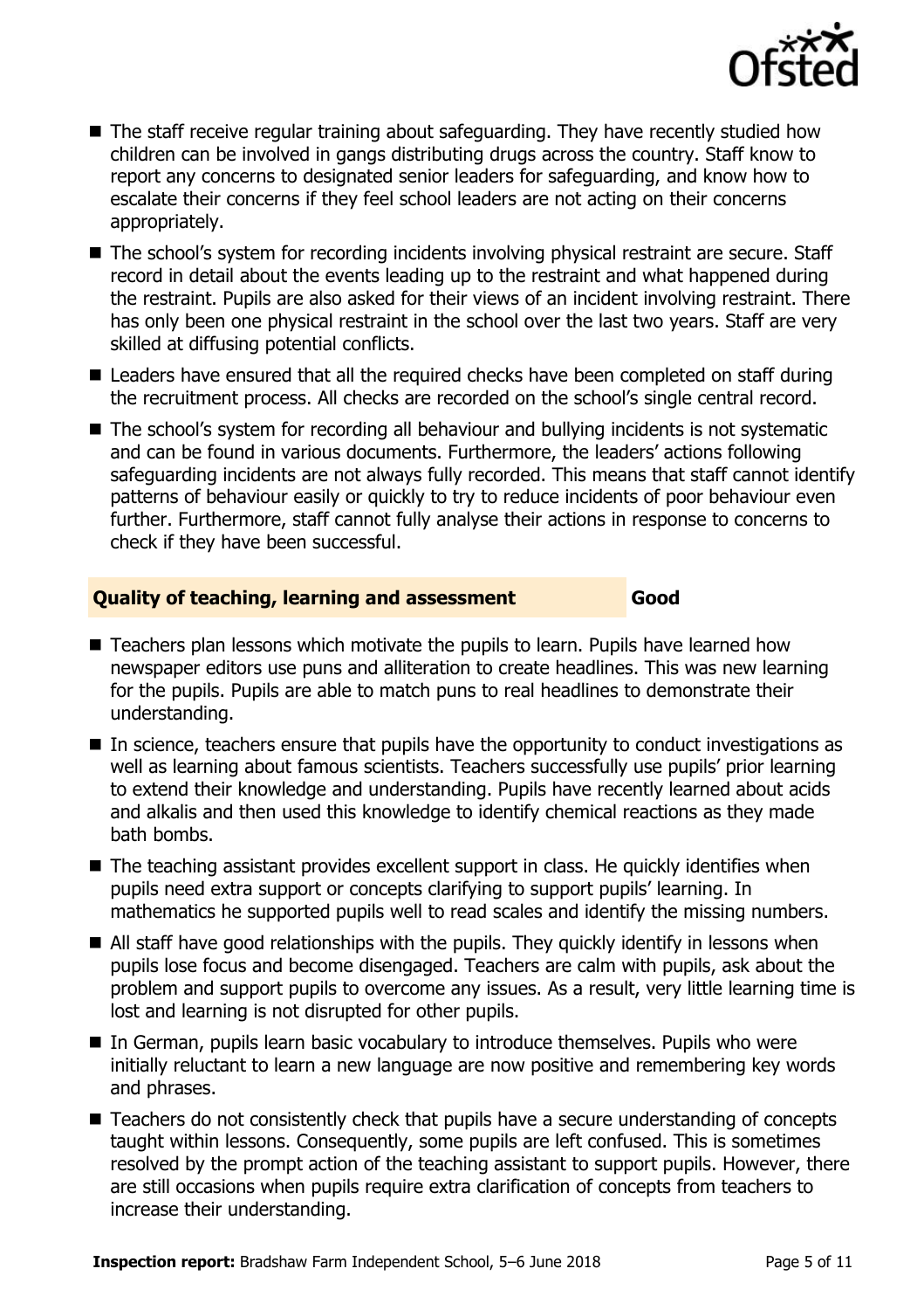- The staff receive regular training about safeguarding. They have recently studied how children can be involved in gangs distributing drugs across the country. Staff know to report any concerns to designated senior leaders for safeguarding, and know how to escalate their concerns if they feel school leaders are not acting on their concerns appropriately.
- The school's system for recording incidents involving physical restraint are secure. Staff record in detail about the events leading up to the restraint and what happened during the restraint. Pupils are also asked for their views of an incident involving restraint. There has only been one physical restraint in the school over the last two years. Staff are very skilled at diffusing potential conflicts.
- Leaders have ensured that all the required checks have been completed on staff during the recruitment process. All checks are recorded on the school's single central record.
- The school's system for recording all behaviour and bullying incidents is not systematic and can be found in various documents. Furthermore, the leaders' actions following safeguarding incidents are not always fully recorded. This means that staff cannot identify patterns of behaviour easily or quickly to try to reduce incidents of poor behaviour even further. Furthermore, staff cannot fully analyse their actions in response to concerns to check if they have been successful.

## Quality of teaching, learning and assessment — Good

- Teachers plan lessons which motivate the pupils to learn. Pupils have learned how newspaper editors use puns and alliteration to create headlines. This was new learning for the pupils. Pupils are able to match puns to real headlines to demonstrate their understanding.
- In science, teachers ensure that pupils have the opportunity to conduct investigations as well as learning about famous scientists. Teachers successfully use pupils' prior learning to extend their knowledge and understanding. Pupils have recently learned about acids and alkalis and then used this knowledge to identify chemical reactions as they made bath bombs.
- The teaching assistant provides excellent support in class. He quickly identifies when pupils need extra support or concepts clarifying to support pupils' learning. In mathematics he supported pupils well to read scales and identify the missing numbers.
- All staff have good relationships with the pupils. They quickly identify in lessons when pupils lose focus and become disengaged. Teachers are calm with pupils, ask about the problem and support pupils to overcome any issues. As a result, very little learning time is lost and learning is not disrupted for other pupils.
- In German, pupils learn basic vocabulary to introduce themselves. Pupils who were initially reluctant to learn a new language are now positive and remembering key words and phrases.
- Teachers do not consistently check that pupils have a secure understanding of concepts taught within lessons. Consequently, some pupils are left confused. This is sometimes resolved by the prompt action of the teaching assistant to support pupils. However, there are still occasions when pupils require extra clarification of concepts from teachers to increase their understanding.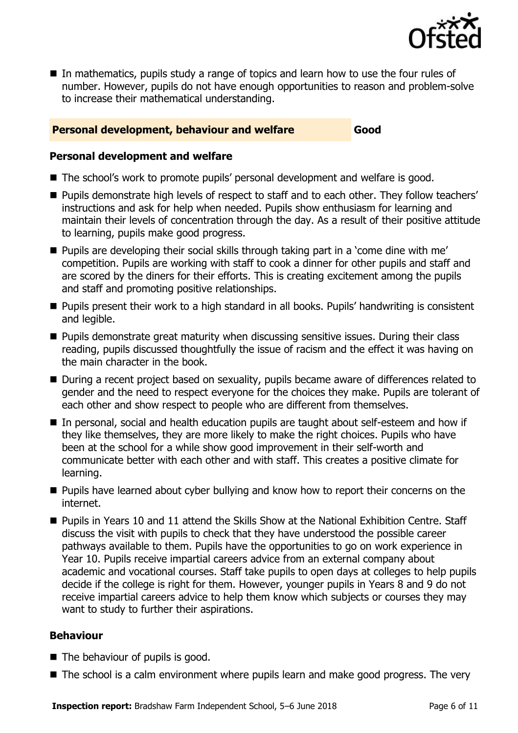- In mathematics, pupils study a range of topics and learn how to use the four rules of number. However, pupils do not have enough opportunities to reason and problem-solve to increase their mathematical understanding.

| **Personal development, behaviour and welfare** | **Good** |
| --- | --- |

### Personal development and welfare

- The school's work to promote pupils' personal development and welfare is good.
- Pupils demonstrate high levels of respect to staff and to each other. They follow teachers' instructions and ask for help when needed. Pupils show enthusiasm for learning and maintain their levels of concentration through the day. As a result of their positive attitude to learning, pupils make good progress.
- Pupils are developing their social skills through taking part in a 'come dine with me' competition. Pupils are working with staff to cook a dinner for other pupils and staff and are scored by the diners for their efforts. This is creating excitement among the pupils and staff and promoting positive relationships.
- Pupils present their work to a high standard in all books. Pupils' handwriting is consistent and legible.
- Pupils demonstrate great maturity when discussing sensitive issues. During their class reading, pupils discussed thoughtfully the issue of racism and the effect it was having on the main character in the book.
- During a recent project based on sexuality, pupils became aware of differences related to gender and the need to respect everyone for the choices they make. Pupils are tolerant of each other and show respect to people who are different from themselves.
- In personal, social and health education pupils are taught about self-esteem and how if they like themselves, they are more likely to make the right choices. Pupils who have been at the school for a while show good improvement in their self-worth and communicate better with each other and with staff. This creates a positive climate for learning.
- Pupils have learned about cyber bullying and know how to report their concerns on the internet.
- Pupils in Years 10 and 11 attend the Skills Show at the National Exhibition Centre. Staff discuss the visit with pupils to check that they have understood the possible career pathways available to them. Pupils have the opportunities to go on work experience in Year 10. Pupils receive impartial careers advice from an external company about academic and vocational courses. Staff take pupils to open days at colleges to help pupils decide if the college is right for them. However, younger pupils in Years 8 and 9 do not receive impartial careers advice to help them know which subjects or courses they may want to study to further their aspirations.

### Behaviour

- The behaviour of pupils is good.
- The school is a calm environment where pupils learn and make good progress. The very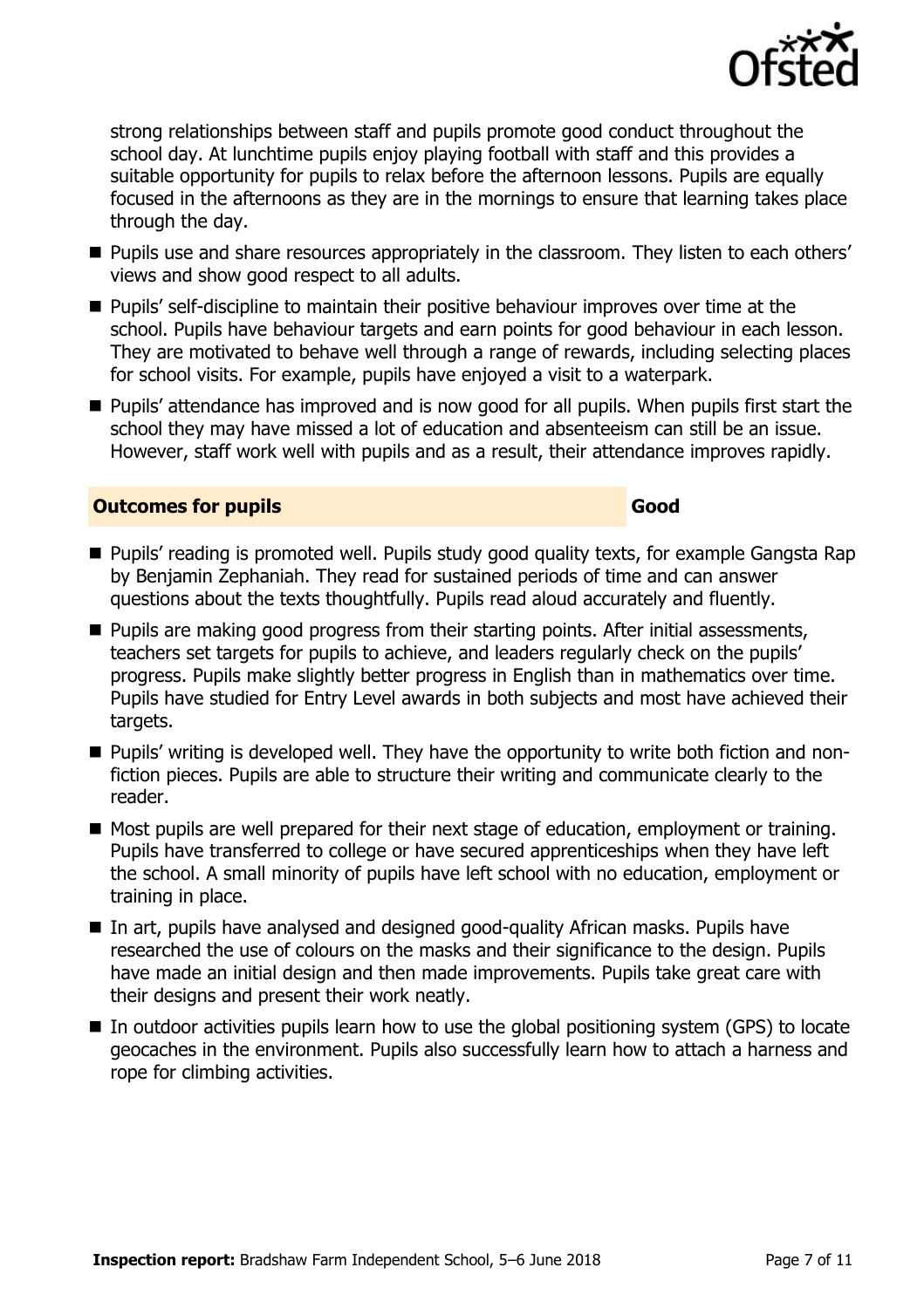strong relationships between staff and pupils promote good conduct throughout the school day. At lunchtime pupils enjoy playing football with staff and this provides a suitable opportunity for pupils to relax before the afternoon lessons. Pupils are equally focused in the afternoons as they are in the mornings to ensure that learning takes place through the day.

- Pupils use and share resources appropriately in the classroom. They listen to each others' views and show good respect to all adults.
- Pupils' self-discipline to maintain their positive behaviour improves over time at the school. Pupils have behaviour targets and earn points for good behaviour in each lesson. They are motivated to behave well through a range of rewards, including selecting places for school visits. For example, pupils have enjoyed a visit to a waterpark.
- Pupils' attendance has improved and is now good for all pupils. When pupils first start the school they may have missed a lot of education and absenteeism can still be an issue. However, staff work well with pupils and as a result, their attendance improves rapidly.

## Outcomes for pupils — Good

- Pupils' reading is promoted well. Pupils study good quality texts, for example Gangsta Rap by Benjamin Zephaniah. They read for sustained periods of time and can answer questions about the texts thoughtfully. Pupils read aloud accurately and fluently.
- Pupils are making good progress from their starting points. After initial assessments, teachers set targets for pupils to achieve, and leaders regularly check on the pupils' progress. Pupils make slightly better progress in English than in mathematics over time. Pupils have studied for Entry Level awards in both subjects and most have achieved their targets.
- Pupils' writing is developed well. They have the opportunity to write both fiction and non-fiction pieces. Pupils are able to structure their writing and communicate clearly to the reader.
- Most pupils are well prepared for their next stage of education, employment or training. Pupils have transferred to college or have secured apprenticeships when they have left the school. A small minority of pupils have left school with no education, employment or training in place.
- In art, pupils have analysed and designed good-quality African masks. Pupils have researched the use of colours on the masks and their significance to the design. Pupils have made an initial design and then made improvements. Pupils take great care with their designs and present their work neatly.
- In outdoor activities pupils learn how to use the global positioning system (GPS) to locate geocaches in the environment. Pupils also successfully learn how to attach a harness and rope for climbing activities.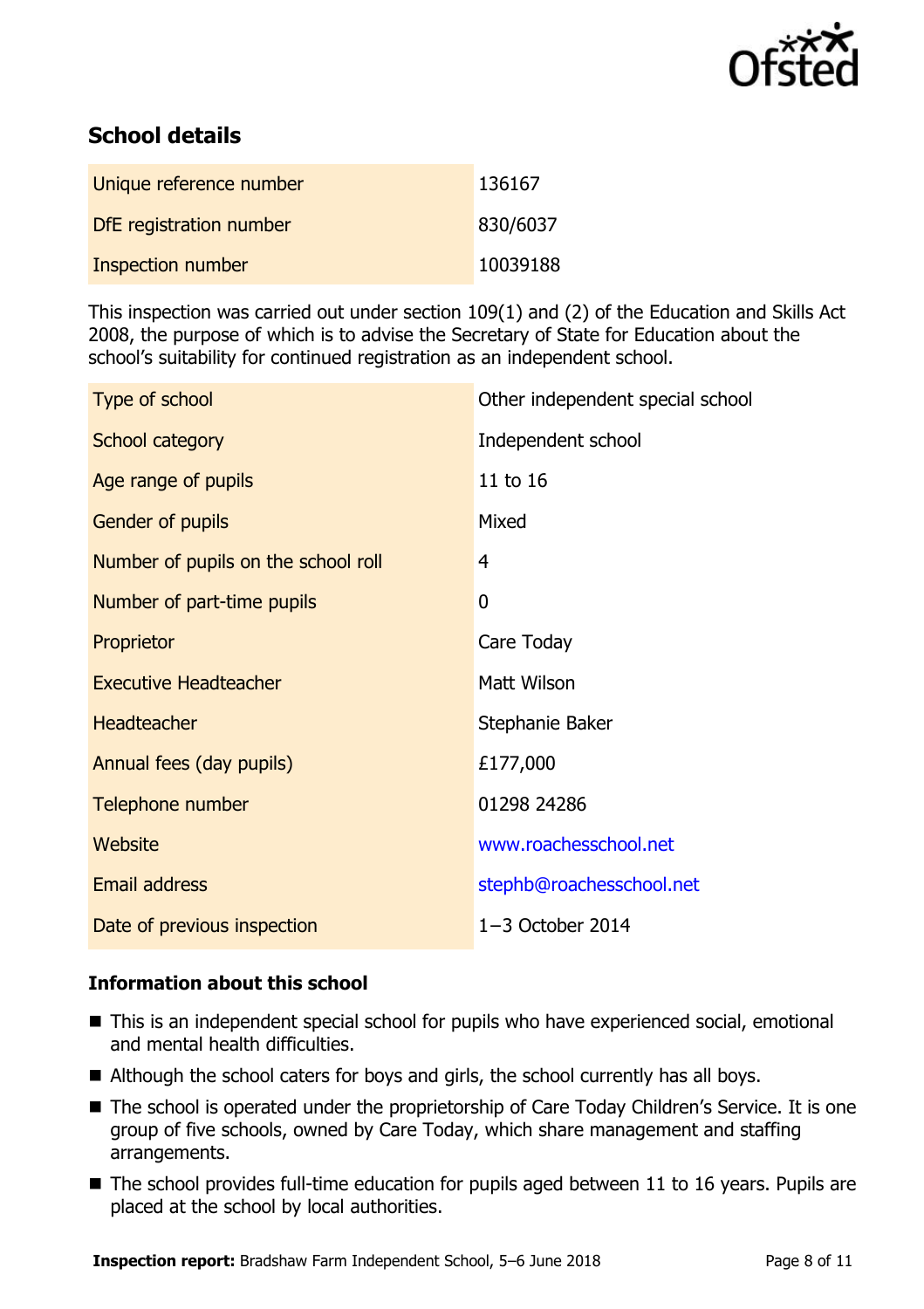## School details

| | |
|---|---|
| Unique reference number | 136167 |
| DfE registration number | 830/6037 |
| Inspection number | 10039188 |

This inspection was carried out under section 109(1) and (2) of the Education and Skills Act 2008, the purpose of which is to advise the Secretary of State for Education about the school's suitability for continued registration as an independent school.

| | |
|---|---|
| Type of school | Other independent special school |
| School category | Independent school |
| Age range of pupils | 11 to 16 |
| Gender of pupils | Mixed |
| Number of pupils on the school roll | 4 |
| Number of part-time pupils | 0 |
| Proprietor | Care Today |
| Executive Headteacher | Matt Wilson |
| Headteacher | Stephanie Baker |
| Annual fees (day pupils) | £177,000 |
| Telephone number | 01298 24286 |
| Website | www.roachesschool.net |
| Email address | stephb@roachesschool.net |
| Date of previous inspection | 1−3 October 2014 |

### Information about this school

- This is an independent special school for pupils who have experienced social, emotional and mental health difficulties.
- Although the school caters for boys and girls, the school currently has all boys.
- The school is operated under the proprietorship of Care Today Children's Service. It is one group of five schools, owned by Care Today, which share management and staffing arrangements.
- The school provides full-time education for pupils aged between 11 to 16 years. Pupils are placed at the school by local authorities.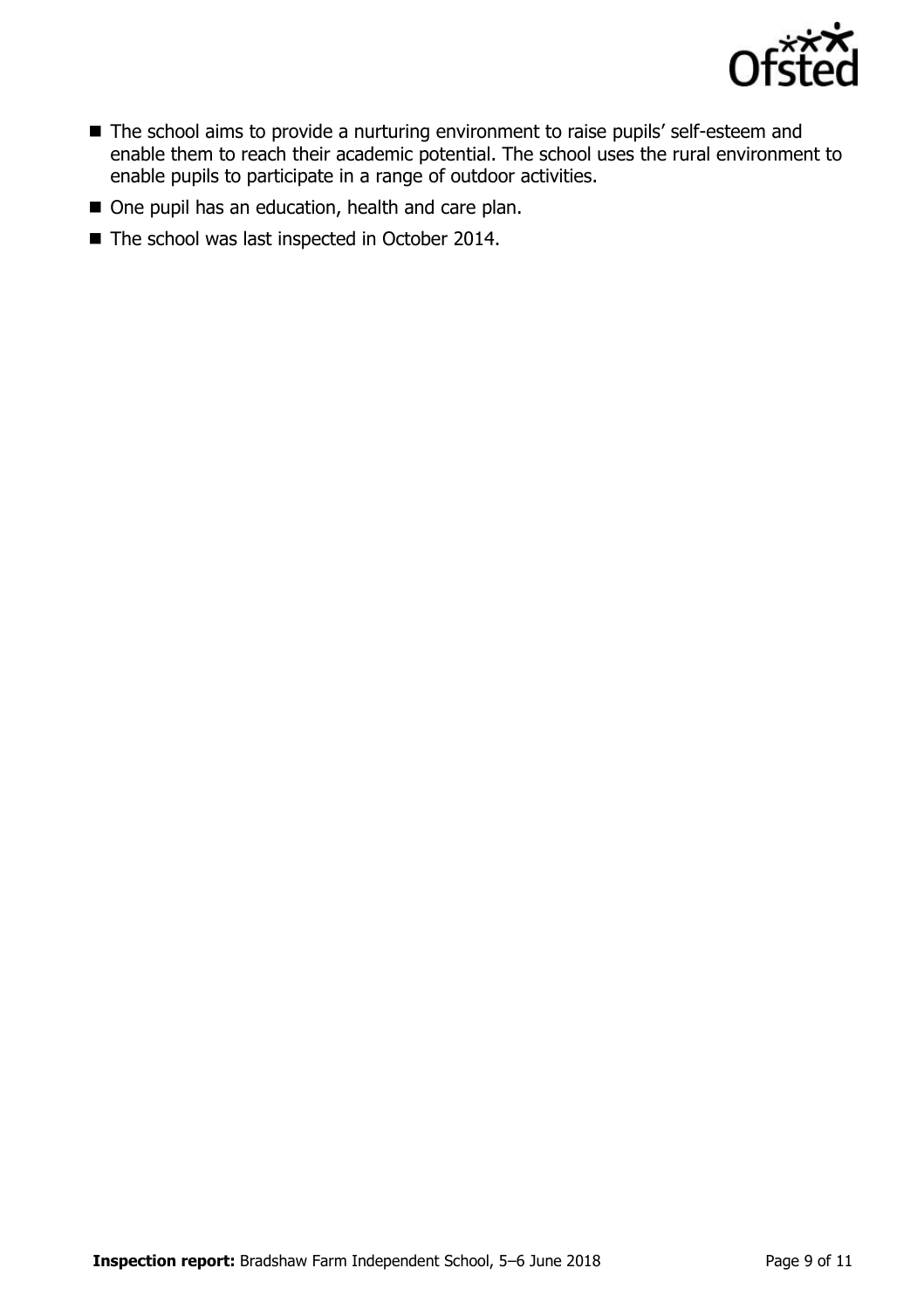- The school aims to provide a nurturing environment to raise pupils' self-esteem and enable them to reach their academic potential. The school uses the rural environment to enable pupils to participate in a range of outdoor activities.
- One pupil has an education, health and care plan.
- The school was last inspected in October 2014.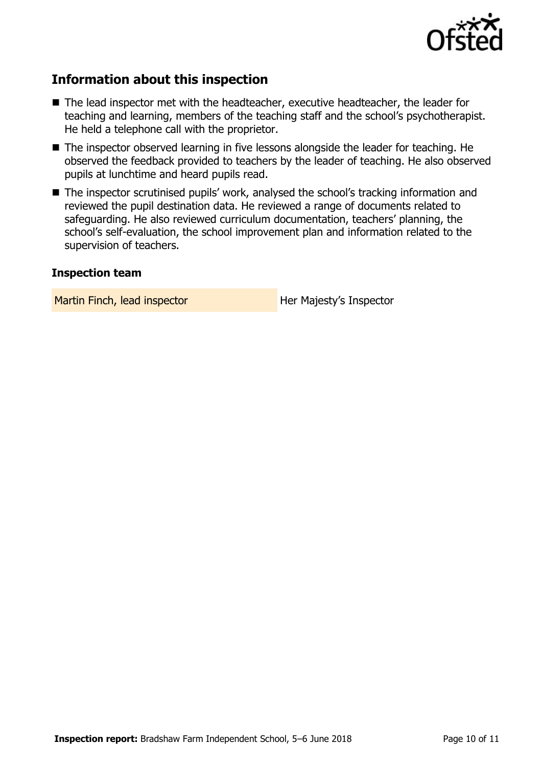## Information about this inspection

- The lead inspector met with the headteacher, executive headteacher, the leader for teaching and learning, members of the teaching staff and the school's psychotherapist. He held a telephone call with the proprietor.
- The inspector observed learning in five lessons alongside the leader for teaching. He observed the feedback provided to teachers by the leader of teaching. He also observed pupils at lunchtime and heard pupils read.
- The inspector scrutinised pupils' work, analysed the school's tracking information and reviewed the pupil destination data. He reviewed a range of documents related to safeguarding. He also reviewed curriculum documentation, teachers' planning, the school's self-evaluation, the school improvement plan and information related to the supervision of teachers.

### Inspection team

| | |
|---|---|
| Martin Finch, lead inspector | Her Majesty's Inspector |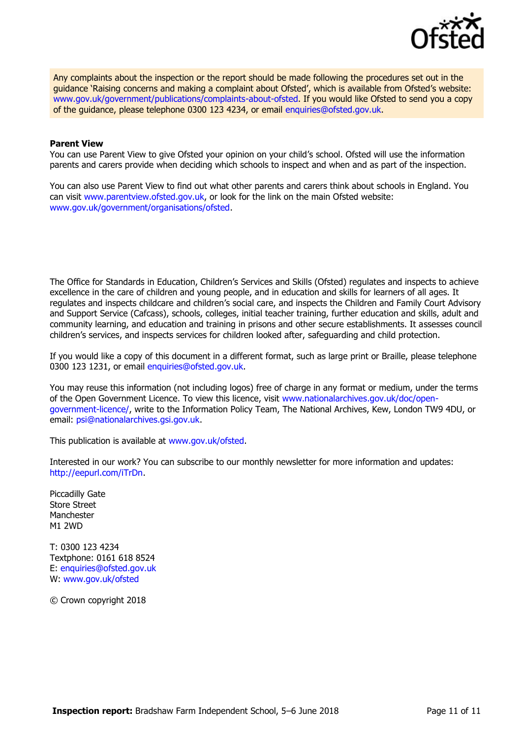Any complaints about the inspection or the report should be made following the procedures set out in the guidance 'Raising concerns and making a complaint about Ofsted', which is available from Ofsted's website: www.gov.uk/government/publications/complaints-about-ofsted. If you would like Ofsted to send you a copy of the guidance, please telephone 0300 123 4234, or email enquiries@ofsted.gov.uk.

**Parent View**

You can use Parent View to give Ofsted your opinion on your child's school. Ofsted will use the information parents and carers provide when deciding which schools to inspect and when and as part of the inspection.

You can also use Parent View to find out what other parents and carers think about schools in England. You can visit www.parentview.ofsted.gov.uk, or look for the link on the main Ofsted website: www.gov.uk/government/organisations/ofsted.

The Office for Standards in Education, Children's Services and Skills (Ofsted) regulates and inspects to achieve excellence in the care of children and young people, and in education and skills for learners of all ages. It regulates and inspects childcare and children's social care, and inspects the Children and Family Court Advisory and Support Service (Cafcass), schools, colleges, initial teacher training, further education and skills, adult and community learning, and education and training in prisons and other secure establishments. It assesses council children's services, and inspects services for children looked after, safeguarding and child protection.

If you would like a copy of this document in a different format, such as large print or Braille, please telephone 0300 123 1231, or email enquiries@ofsted.gov.uk.

You may reuse this information (not including logos) free of charge in any format or medium, under the terms of the Open Government Licence. To view this licence, visit www.nationalarchives.gov.uk/doc/open-government-licence/, write to the Information Policy Team, The National Archives, Kew, London TW9 4DU, or email: psi@nationalarchives.gsi.gov.uk.

This publication is available at www.gov.uk/ofsted.

Interested in our work? You can subscribe to our monthly newsletter for more information and updates: http://eepurl.com/iTrDn.

Piccadilly Gate
Store Street
Manchester
M1 2WD

T: 0300 123 4234
Textphone: 0161 618 8524
E: enquiries@ofsted.gov.uk
W: www.gov.uk/ofsted

© Crown copyright 2018